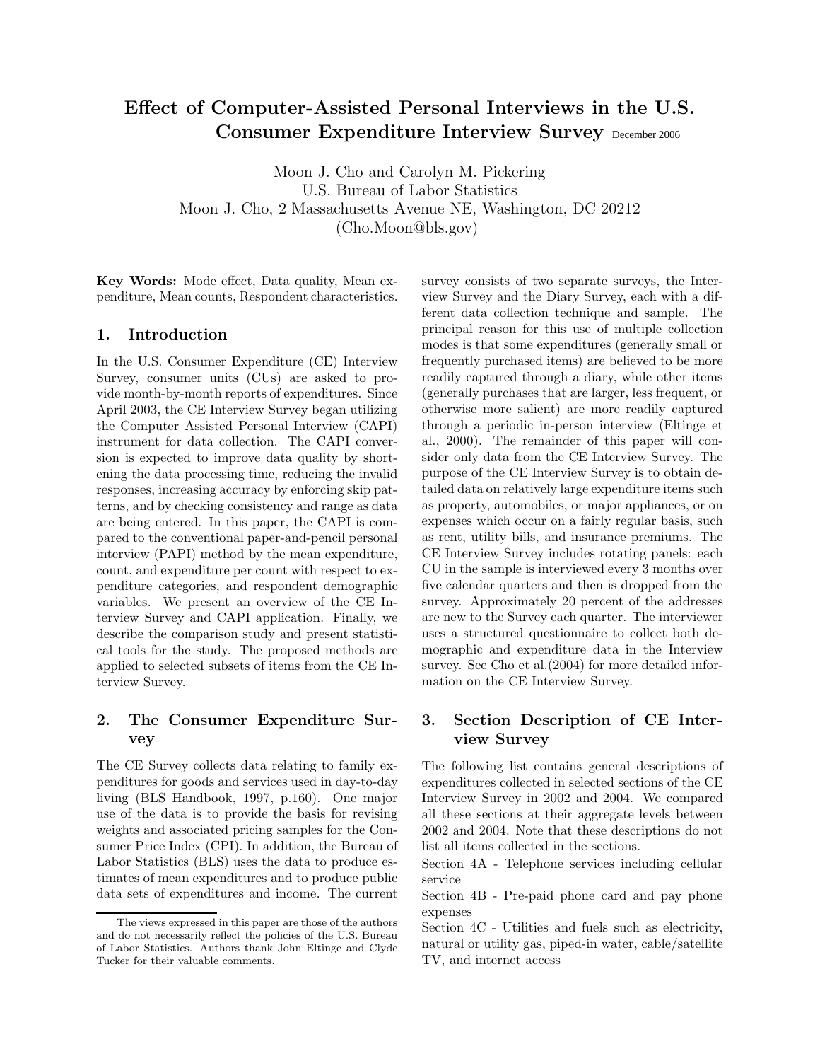# Effect of Computer-Assisted Personal Interviews in the U.S. Consumer Expenditure Interview Survey December 2006

Moon J. Cho and Carolyn M. Pickering
U.S. Bureau of Labor Statistics
Moon J. Cho, 2 Massachusetts Avenue NE, Washington, DC 20212
(Cho.Moon@bls.gov)

**Key Words:** Mode effect, Data quality, Mean expenditure, Mean counts, Respondent characteristics.

## 1. Introduction

In the U.S. Consumer Expenditure (CE) Interview Survey, consumer units (CUs) are asked to provide month-by-month reports of expenditures. Since April 2003, the CE Interview Survey began utilizing the Computer Assisted Personal Interview (CAPI) instrument for data collection. The CAPI conversion is expected to improve data quality by shortening the data processing time, reducing the invalid responses, increasing accuracy by enforcing skip patterns, and by checking consistency and range as data are being entered. In this paper, the CAPI is compared to the conventional paper-and-pencil personal interview (PAPI) method by the mean expenditure, count, and expenditure per count with respect to expenditure categories, and respondent demographic variables. We present an overview of the CE Interview Survey and CAPI application. Finally, we describe the comparison study and present statistical tools for the study. The proposed methods are applied to selected subsets of items from the CE Interview Survey.

## 2. The Consumer Expenditure Survey

The CE Survey collects data relating to family expenditures for goods and services used in day-to-day living (BLS Handbook, 1997, p.160). One major use of the data is to provide the basis for revising weights and associated pricing samples for the Consumer Price Index (CPI). In addition, the Bureau of Labor Statistics (BLS) uses the data to produce estimates of mean expenditures and to produce public data sets of expenditures and income. The current survey consists of two separate surveys, the Interview Survey and the Diary Survey, each with a different data collection technique and sample. The principal reason for this use of multiple collection modes is that some expenditures (generally small or frequently purchased items) are believed to be more readily captured through a diary, while other items (generally purchases that are larger, less frequent, or otherwise more salient) are more readily captured through a periodic in-person interview (Eltinge et al., 2000). The remainder of this paper will consider only data from the CE Interview Survey. The purpose of the CE Interview Survey is to obtain detailed data on relatively large expenditure items such as property, automobiles, or major appliances, or on expenses which occur on a fairly regular basis, such as rent, utility bills, and insurance premiums. The CE Interview Survey includes rotating panels: each CU in the sample is interviewed every 3 months over five calendar quarters and then is dropped from the survey. Approximately 20 percent of the addresses are new to the Survey each quarter. The interviewer uses a structured questionnaire to collect both demographic and expenditure data in the Interview survey. See Cho et al.(2004) for more detailed information on the CE Interview Survey.

## 3. Section Description of CE Interview Survey

The following list contains general descriptions of expenditures collected in selected sections of the CE Interview Survey in 2002 and 2004. We compared all these sections at their aggregate levels between 2002 and 2004. Note that these descriptions do not list all items collected in the sections.

Section 4A - Telephone services including cellular service

Section 4B - Pre-paid phone card and pay phone expenses

Section 4C - Utilities and fuels such as electricity, natural or utility gas, piped-in water, cable/satellite TV, and internet access

The views expressed in this paper are those of the authors and do not necessarily reflect the policies of the U.S. Bureau of Labor Statistics. Authors thank John Eltinge and Clyde Tucker for their valuable comments.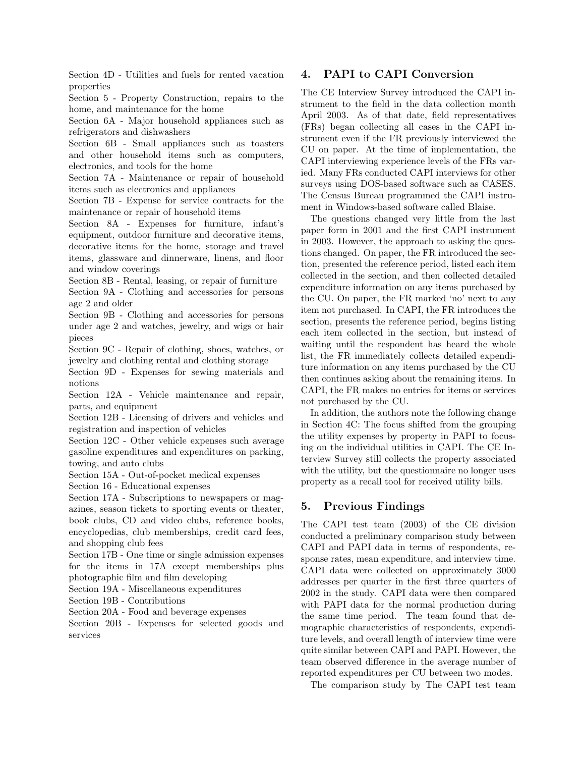Section 4D - Utilities and fuels for rented vacation properties

Section 5 - Property Construction, repairs to the home, and maintenance for the home

Section 6A - Major household appliances such as refrigerators and dishwashers

Section 6B - Small appliances such as toasters and other household items such as computers, electronics, and tools for the home

Section 7A - Maintenance or repair of household items such as electronics and appliances

Section 7B - Expense for service contracts for the maintenance or repair of household items

Section 8A - Expenses for furniture, infant's equipment, outdoor furniture and decorative items, decorative items for the home, storage and travel items, glassware and dinnerware, linens, and floor and window coverings

Section 8B - Rental, leasing, or repair of furniture

Section 9A - Clothing and accessories for persons age 2 and older

Section 9B - Clothing and accessories for persons under age 2 and watches, jewelry, and wigs or hair pieces

Section 9C - Repair of clothing, shoes, watches, or jewelry and clothing rental and clothing storage

Section 9D - Expenses for sewing materials and notions

Section 12A - Vehicle maintenance and repair, parts, and equipment

Section 12B - Licensing of drivers and vehicles and registration and inspection of vehicles

Section 12C - Other vehicle expenses such average gasoline expenditures and expenditures on parking, towing, and auto clubs

Section 15A - Out-of-pocket medical expenses

Section 16 - Educational expenses

Section 17A - Subscriptions to newspapers or magazines, season tickets to sporting events or theater, book clubs, CD and video clubs, reference books, encyclopedias, club memberships, credit card fees, and shopping club fees

Section 17B - One time or single admission expenses for the items in 17A except memberships plus photographic film and film developing

Section 19A - Miscellaneous expenditures

Section 19B - Contributions

Section 20A - Food and beverage expenses

Section 20B - Expenses for selected goods and services

## 4. PAPI to CAPI Conversion

The CE Interview Survey introduced the CAPI instrument to the field in the data collection month April 2003. As of that date, field representatives (FRs) began collecting all cases in the CAPI instrument even if the FR previously interviewed the CU on paper. At the time of implementation, the CAPI interviewing experience levels of the FRs varied. Many FRs conducted CAPI interviews for other surveys using DOS-based software such as CASES. The Census Bureau programmed the CAPI instrument in Windows-based software called Blaise.

The questions changed very little from the last paper form in 2001 and the first CAPI instrument in 2003. However, the approach to asking the questions changed. On paper, the FR introduced the section, presented the reference period, listed each item collected in the section, and then collected detailed expenditure information on any items purchased by the CU. On paper, the FR marked 'no' next to any item not purchased. In CAPI, the FR introduces the section, presents the reference period, begins listing each item collected in the section, but instead of waiting until the respondent has heard the whole list, the FR immediately collects detailed expenditure information on any items purchased by the CU then continues asking about the remaining items. In CAPI, the FR makes no entries for items or services not purchased by the CU.

In addition, the authors note the following change in Section 4C: The focus shifted from the grouping the utility expenses by property in PAPI to focusing on the individual utilities in CAPI. The CE Interview Survey still collects the property associated with the utility, but the questionnaire no longer uses property as a recall tool for received utility bills.

## 5. Previous Findings

The CAPI test team (2003) of the CE division conducted a preliminary comparison study between CAPI and PAPI data in terms of respondents, response rates, mean expenditure, and interview time. CAPI data were collected on approximately 3000 addresses per quarter in the first three quarters of 2002 in the study. CAPI data were then compared with PAPI data for the normal production during the same time period. The team found that demographic characteristics of respondents, expenditure levels, and overall length of interview time were quite similar between CAPI and PAPI. However, the team observed difference in the average number of reported expenditures per CU between two modes.

The comparison study by The CAPI test team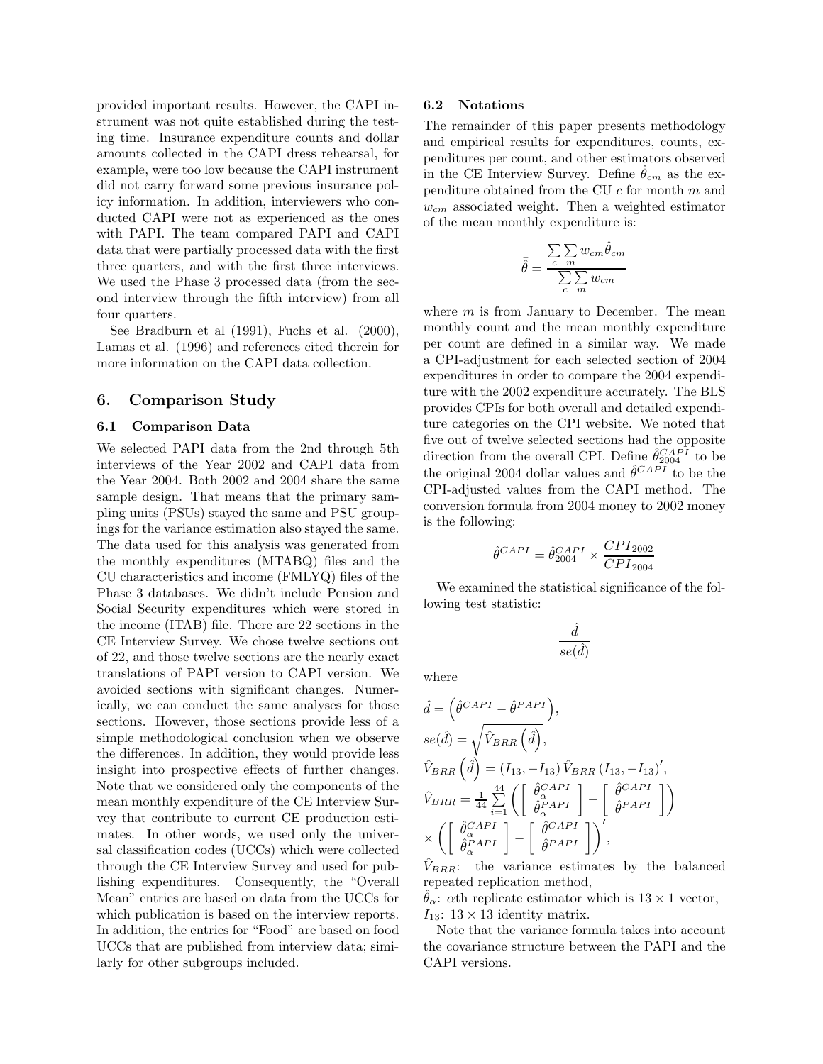provided important results. However, the CAPI instrument was not quite established during the testing time. Insurance expenditure counts and dollar amounts collected in the CAPI dress rehearsal, for example, were too low because the CAPI instrument did not carry forward some previous insurance policy information. In addition, interviewers who conducted CAPI were not as experienced as the ones with PAPI. The team compared PAPI and CAPI data that were partially processed data with the first three quarters, and with the first three interviews. We used the Phase 3 processed data (from the second interview through the fifth interview) from all four quarters.

See Bradburn et al (1991), Fuchs et al. (2000), Lamas et al. (1996) and references cited therein for more information on the CAPI data collection.

## 6. Comparison Study

### 6.1 Comparison Data

We selected PAPI data from the 2nd through 5th interviews of the Year 2002 and CAPI data from the Year 2004. Both 2002 and 2004 share the same sample design. That means that the primary sampling units (PSUs) stayed the same and PSU groupings for the variance estimation also stayed the same. The data used for this analysis was generated from the monthly expenditures (MTABQ) files and the CU characteristics and income (FMLYQ) files of the Phase 3 databases. We didn't include Pension and Social Security expenditures which were stored in the income (ITAB) file. There are 22 sections in the CE Interview Survey. We chose twelve sections out of 22, and those twelve sections are the nearly exact translations of PAPI version to CAPI version. We avoided sections with significant changes. Numerically, we can conduct the same analyses for those sections. However, those sections provide less of a simple methodological conclusion when we observe the differences. In addition, they would provide less insight into prospective effects of further changes. Note that we considered only the components of the mean monthly expenditure of the CE Interview Survey that contribute to current CE production estimates. In other words, we used only the universal classification codes (UCCs) which were collected through the CE Interview Survey and used for publishing expenditures. Consequently, the "Overall Mean" entries are based on data from the UCCs for which publication is based on the interview reports. In addition, the entries for "Food" are based on food UCCs that are published from interview data; similarly for other subgroups included.

### 6.2 Notations

The remainder of this paper presents methodology and empirical results for expenditures, counts, expenditures per count, and other estimators observed in the CE Interview Survey. Define $\hat{\theta}_{cm}$ as the expenditure obtained from the CU $c$ for month $m$ and $w_{cm}$ associated weight. Then a weighted estimator of the mean monthly expenditure is:

$$\bar{\hat{\theta}} = \frac{\sum_{c}\sum_{m} w_{cm}\hat{\theta}_{cm}}{\sum_{c}\sum_{m} w_{cm}}$$

where $m$ is from January to December. The mean monthly count and the mean monthly expenditure per count are defined in a similar way. We made a CPI-adjustment for each selected section of 2004 expenditures in order to compare the 2004 expenditure with the 2002 expenditure accurately. The BLS provides CPIs for both overall and detailed expenditure categories on the CPI website. We noted that five out of twelve selected sections had the opposite direction from the overall CPI. Define $\hat{\theta}^{CAPI}_{2004}$ to be the original 2004 dollar values and $\hat{\theta}^{CAPI}$ to be the CPI-adjusted values from the CAPI method. The conversion formula from 2004 money to 2002 money is the following:

$$\hat{\theta}^{CAPI} = \hat{\theta}^{CAPI}_{2004} \times \frac{CPI_{2002}}{CPI_{2004}}$$

We examined the statistical significance of the following test statistic:

$$\frac{\hat{d}}{se(\hat{d})}$$

where

$$\hat{d} = \left(\hat{\theta}^{CAPI} - \hat{\theta}^{PAPI}\right),$$

$$se(\hat{d}) = \sqrt{\hat{V}_{BRR}\left(\hat{d}\right)},$$

$$\hat{V}_{BRR}\left(\hat{d}\right) = \left(I_{13}, -I_{13}\right)\hat{V}_{BRR}\left(I_{13}, -I_{13}\right)',$$

$$\hat{V}_{BRR} = \frac{1}{44}\sum_{i=1}^{44}\left(\left[\begin{array}{c}\hat{\theta}^{CAPI}_{\alpha}\\ \hat{\theta}^{PAPI}_{\alpha}\end{array}\right] - \left[\begin{array}{c}\hat{\theta}^{CAPI}\\ \hat{\theta}^{PAPI}\end{array}\right]\right) \times \left(\left[\begin{array}{c}\hat{\theta}^{CAPI}_{\alpha}\\ \hat{\theta}^{PAPI}_{\alpha}\end{array}\right] - \left[\begin{array}{c}\hat{\theta}^{CAPI}\\ \hat{\theta}^{PAPI}\end{array}\right]\right)',$$

$\hat{V}_{BRR}$: the variance estimates by the balanced repeated replication method,

$\hat{\theta}_{\alpha}$: $\alpha$th replicate estimator which is $13 \times 1$ vector,

$I_{13}$: $13 \times 13$ identity matrix.

Note that the variance formula takes into account the covariance structure between the PAPI and the CAPI versions.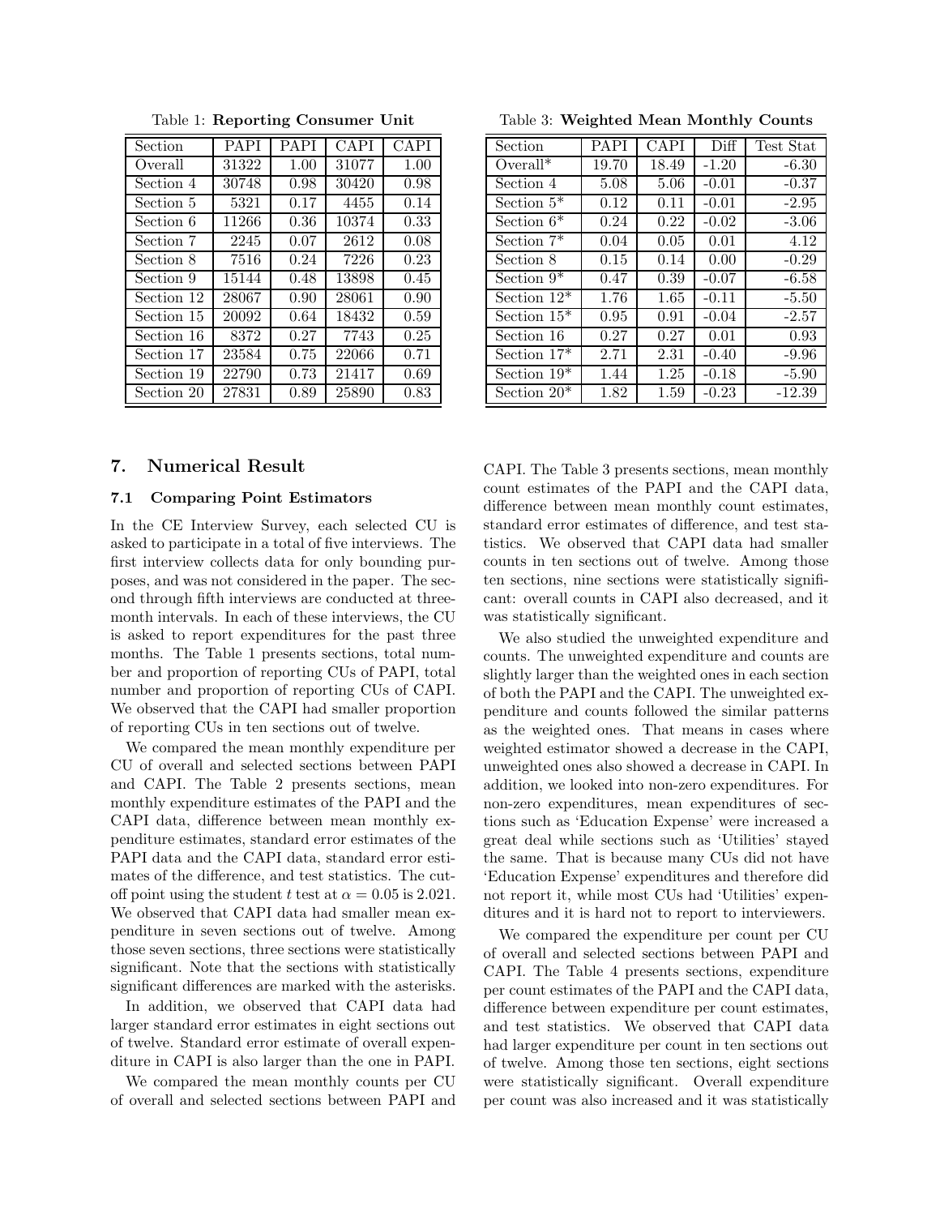Table 1: **Reporting Consumer Unit**

| Section | PAPI | PAPI | CAPI | CAPI |
|---|---|---|---|---|
| Overall | 31322 | 1.00 | 31077 | 1.00 |
| Section 4 | 30748 | 0.98 | 30420 | 0.98 |
| Section 5 | 5321 | 0.17 | 4455 | 0.14 |
| Section 6 | 11266 | 0.36 | 10374 | 0.33 |
| Section 7 | 2245 | 0.07 | 2612 | 0.08 |
| Section 8 | 7516 | 0.24 | 7226 | 0.23 |
| Section 9 | 15144 | 0.48 | 13898 | 0.45 |
| Section 12 | 28067 | 0.90 | 28061 | 0.90 |
| Section 15 | 20092 | 0.64 | 18432 | 0.59 |
| Section 16 | 8372 | 0.27 | 7743 | 0.25 |
| Section 17 | 23584 | 0.75 | 22066 | 0.71 |
| Section 19 | 22790 | 0.73 | 21417 | 0.69 |
| Section 20 | 27831 | 0.89 | 25890 | 0.83 |

Table 3: **Weighted Mean Monthly Counts**

| Section | PAPI | CAPI | Diff | Test Stat |
|---|---|---|---|---|
| Overall* | 19.70 | 18.49 | -1.20 | -6.30 |
| Section 4 | 5.08 | 5.06 | -0.01 | -0.37 |
| Section 5* | 0.12 | 0.11 | -0.01 | -2.95 |
| Section 6* | 0.24 | 0.22 | -0.02 | -3.06 |
| Section 7* | 0.04 | 0.05 | 0.01 | 4.12 |
| Section 8 | 0.15 | 0.14 | 0.00 | -0.29 |
| Section 9* | 0.47 | 0.39 | -0.07 | -6.58 |
| Section 12* | 1.76 | 1.65 | -0.11 | -5.50 |
| Section 15* | 0.95 | 0.91 | -0.04 | -2.57 |
| Section 16 | 0.27 | 0.27 | 0.01 | 0.93 |
| Section 17* | 2.71 | 2.31 | -0.40 | -9.96 |
| Section 19* | 1.44 | 1.25 | -0.18 | -5.90 |
| Section 20* | 1.82 | 1.59 | -0.23 | -12.39 |

## 7. Numerical Result

### 7.1 Comparing Point Estimators

In the CE Interview Survey, each selected CU is asked to participate in a total of five interviews. The first interview collects data for only bounding purposes, and was not considered in the paper. The second through fifth interviews are conducted at three-month intervals. In each of these interviews, the CU is asked to report expenditures for the past three months. The Table 1 presents sections, total number and proportion of reporting CUs of PAPI, total number and proportion of reporting CUs of CAPI. We observed that the CAPI had smaller proportion of reporting CUs in ten sections out of twelve.

We compared the mean monthly expenditure per CU of overall and selected sections between PAPI and CAPI. The Table 2 presents sections, mean monthly expenditure estimates of the PAPI and the CAPI data, difference between mean monthly expenditure estimates, standard error estimates of the PAPI data and the CAPI data, standard error estimates of the difference, and test statistics. The cutoff point using the student $t$ test at $\alpha = 0.05$ is 2.021. We observed that CAPI data had smaller mean expenditure in seven sections out of twelve. Among those seven sections, three sections were statistically significant. Note that the sections with statistically significant differences are marked with the asterisks.

In addition, we observed that CAPI data had larger standard error estimates in eight sections out of twelve. Standard error estimate of overall expenditure in CAPI is also larger than the one in PAPI.

We compared the mean monthly counts per CU of overall and selected sections between PAPI and CAPI. The Table 3 presents sections, mean monthly count estimates of the PAPI and the CAPI data, difference between mean monthly count estimates, standard error estimates of difference, and test statistics. We observed that CAPI data had smaller counts in ten sections out of twelve. Among those ten sections, nine sections were statistically significant: overall counts in CAPI also decreased, and it was statistically significant.

We also studied the unweighted expenditure and counts. The unweighted expenditure and counts are slightly larger than the weighted ones in each section of both the PAPI and the CAPI. The unweighted expenditure and counts followed the similar patterns as the weighted ones. That means in cases where weighted estimator showed a decrease in the CAPI, unweighted ones also showed a decrease in CAPI. In addition, we looked into non-zero expenditures. For non-zero expenditures, mean expenditures of sections such as 'Education Expense' were increased a great deal while sections such as 'Utilities' stayed the same. That is because many CUs did not have 'Education Expense' expenditures and therefore did not report it, while most CUs had 'Utilities' expenditures and it is hard not to report to interviewers.

We compared the expenditure per count per CU of overall and selected sections between PAPI and CAPI. The Table 4 presents sections, expenditure per count estimates of the PAPI and the CAPI data, difference between expenditure per count estimates, and test statistics. We observed that CAPI data had larger expenditure per count in ten sections out of twelve. Among those ten sections, eight sections were statistically significant. Overall expenditure per count was also increased and it was statistically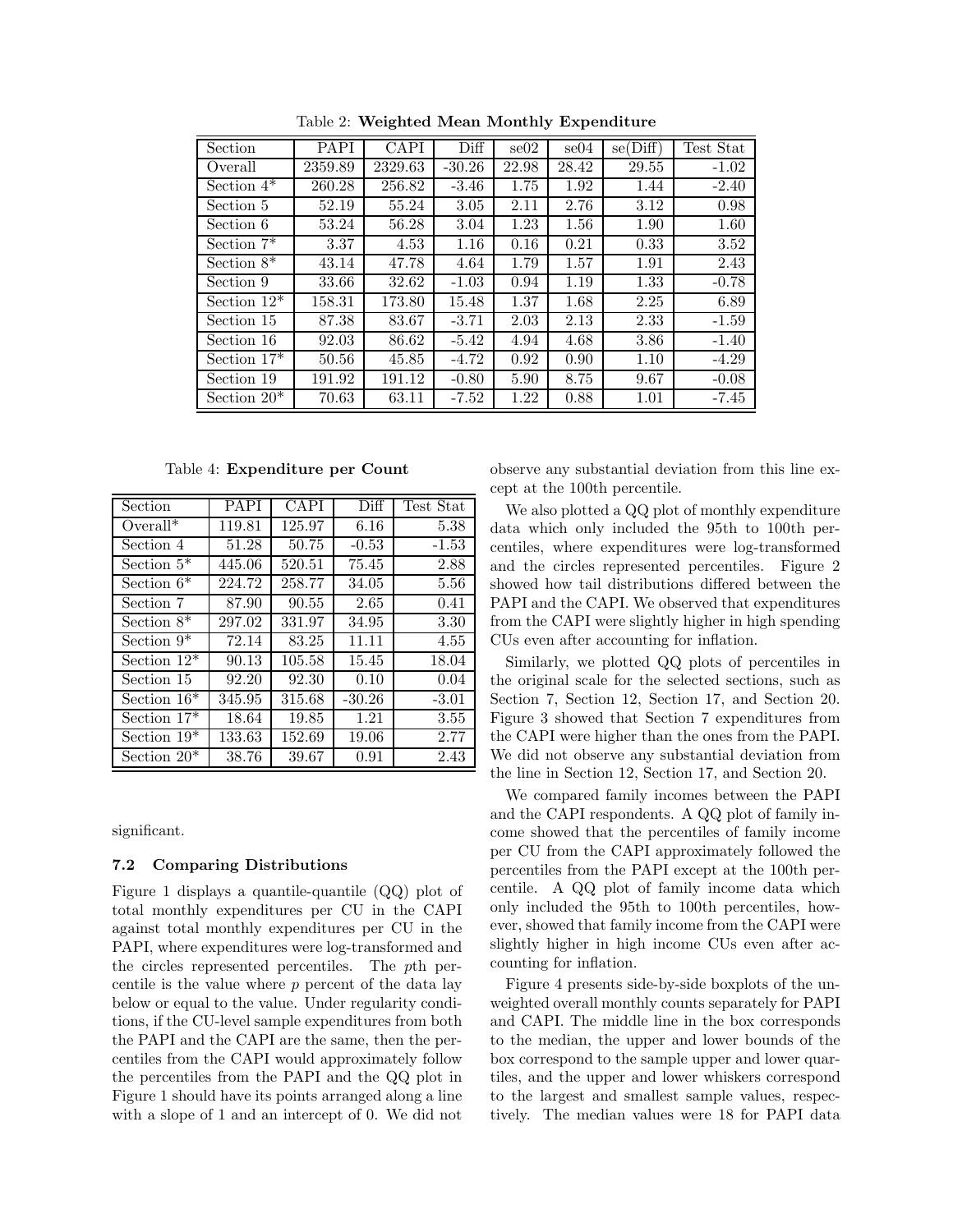Table 2: **Weighted Mean Monthly Expenditure**

| Section | PAPI | CAPI | Diff | se02 | se04 | se(Diff) | Test Stat |
|---|---|---|---|---|---|---|---|
| Overall | 2359.89 | 2329.63 | -30.26 | 22.98 | 28.42 | 29.55 | -1.02 |
| Section 4* | 260.28 | 256.82 | -3.46 | 1.75 | 1.92 | 1.44 | -2.40 |
| Section 5 | 52.19 | 55.24 | 3.05 | 2.11 | 2.76 | 3.12 | 0.98 |
| Section 6 | 53.24 | 56.28 | 3.04 | 1.23 | 1.56 | 1.90 | 1.60 |
| Section 7* | 3.37 | 4.53 | 1.16 | 0.16 | 0.21 | 0.33 | 3.52 |
| Section 8* | 43.14 | 47.78 | 4.64 | 1.79 | 1.57 | 1.91 | 2.43 |
| Section 9 | 33.66 | 32.62 | -1.03 | 0.94 | 1.19 | 1.33 | -0.78 |
| Section 12* | 158.31 | 173.80 | 15.48 | 1.37 | 1.68 | 2.25 | 6.89 |
| Section 15 | 87.38 | 83.67 | -3.71 | 2.03 | 2.13 | 2.33 | -1.59 |
| Section 16 | 92.03 | 86.62 | -5.42 | 4.94 | 4.68 | 3.86 | -1.40 |
| Section 17* | 50.56 | 45.85 | -4.72 | 0.92 | 0.90 | 1.10 | -4.29 |
| Section 19 | 191.92 | 191.12 | -0.80 | 5.90 | 8.75 | 9.67 | -0.08 |
| Section 20* | 70.63 | 63.11 | -7.52 | 1.22 | 0.88 | 1.01 | -7.45 |

Table 4: **Expenditure per Count**

| Section | PAPI | CAPI | Diff | Test Stat |
|---|---|---|---|---|
| Overall* | 119.81 | 125.97 | 6.16 | 5.38 |
| Section 4 | 51.28 | 50.75 | -0.53 | -1.53 |
| Section 5* | 445.06 | 520.51 | 75.45 | 2.88 |
| Section 6* | 224.72 | 258.77 | 34.05 | 5.56 |
| Section 7 | 87.90 | 90.55 | 2.65 | 0.41 |
| Section 8* | 297.02 | 331.97 | 34.95 | 3.30 |
| Section 9* | 72.14 | 83.25 | 11.11 | 4.55 |
| Section 12* | 90.13 | 105.58 | 15.45 | 18.04 |
| Section 15 | 92.20 | 92.30 | 0.10 | 0.04 |
| Section 16* | 345.95 | 315.68 | -30.26 | -3.01 |
| Section 17* | 18.64 | 19.85 | 1.21 | 3.55 |
| Section 19* | 133.63 | 152.69 | 19.06 | 2.77 |
| Section 20* | 38.76 | 39.67 | 0.91 | 2.43 |

significant.

### 7.2 Comparing Distributions

Figure 1 displays a quantile-quantile (QQ) plot of total monthly expenditures per CU in the CAPI against total monthly expenditures per CU in the PAPI, where expenditures were log-transformed and the circles represented percentiles. The $p$th percentile is the value where $p$ percent of the data lay below or equal to the value. Under regularity conditions, if the CU-level sample expenditures from both the PAPI and the CAPI are the same, then the percentiles from the CAPI would approximately follow the percentiles from the PAPI and the QQ plot in Figure 1 should have its points arranged along a line with a slope of 1 and an intercept of 0. We did not observe any substantial deviation from this line except at the 100th percentile.

We also plotted a QQ plot of monthly expenditure data which only included the 95th to 100th percentiles, where expenditures were log-transformed and the circles represented percentiles. Figure 2 showed how tail distributions differed between the PAPI and the CAPI. We observed that expenditures from the CAPI were slightly higher in high spending CUs even after accounting for inflation.

Similarly, we plotted QQ plots of percentiles in the original scale for the selected sections, such as Section 7, Section 12, Section 17, and Section 20. Figure 3 showed that Section 7 expenditures from the CAPI were higher than the ones from the PAPI. We did not observe any substantial deviation from the line in Section 12, Section 17, and Section 20.

We compared family incomes between the PAPI and the CAPI respondents. A QQ plot of family income showed that the percentiles of family income per CU from the CAPI approximately followed the percentiles from the PAPI except at the 100th percentile. A QQ plot of family income data which only included the 95th to 100th percentiles, however, showed that family income from the CAPI were slightly higher in high income CUs even after accounting for inflation.

Figure 4 presents side-by-side boxplots of the unweighted overall monthly counts separately for PAPI and CAPI. The middle line in the box corresponds to the median, the upper and lower bounds of the box correspond to the sample upper and lower quartiles, and the upper and lower whiskers correspond to the largest and smallest sample values, respectively. The median values were 18 for PAPI data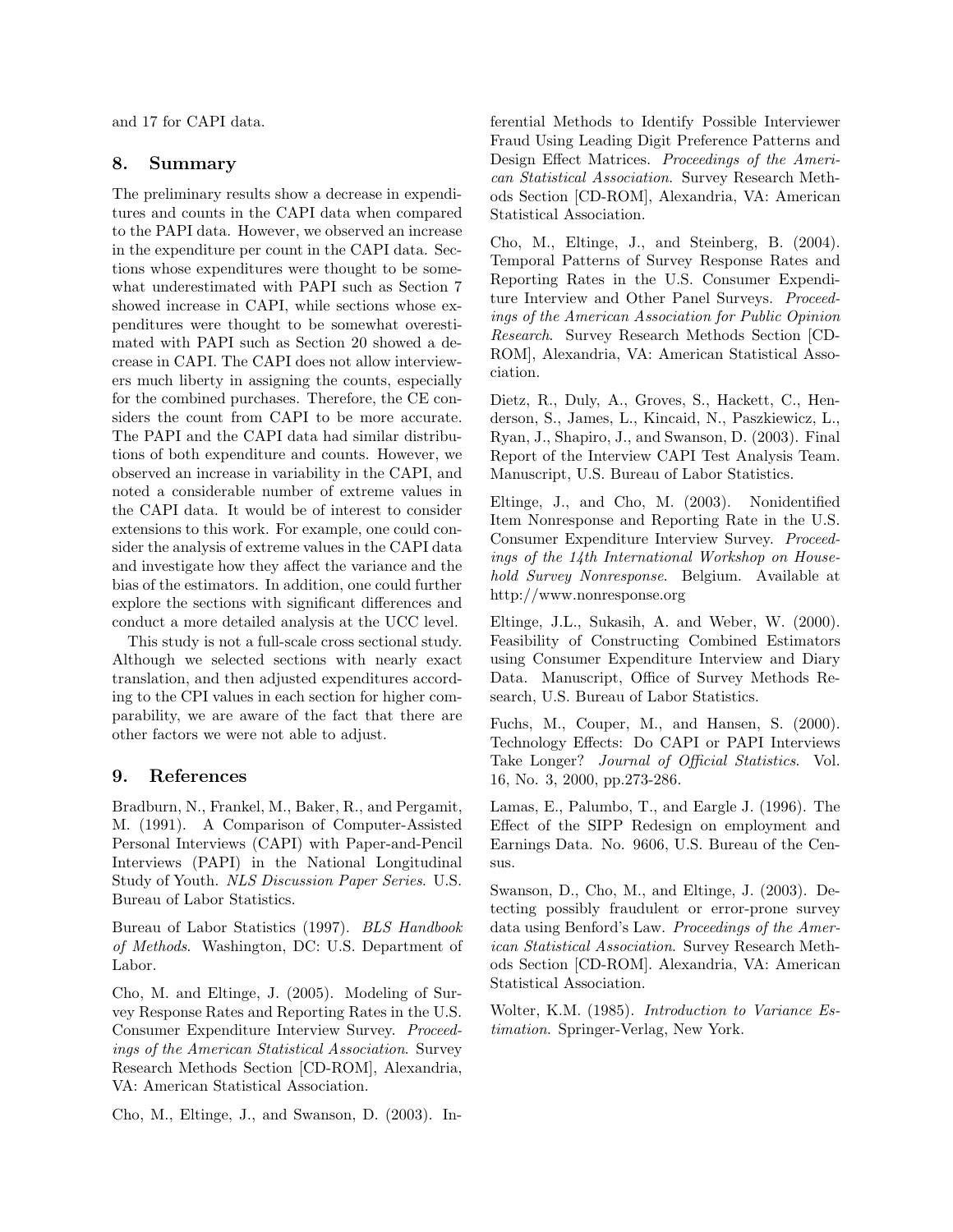and 17 for CAPI data.

## 8. Summary

The preliminary results show a decrease in expenditures and counts in the CAPI data when compared to the PAPI data. However, we observed an increase in the expenditure per count in the CAPI data. Sections whose expenditures were thought to be somewhat underestimated with PAPI such as Section 7 showed increase in CAPI, while sections whose expenditures were thought to be somewhat overestimated with PAPI such as Section 20 showed a decrease in CAPI. The CAPI does not allow interviewers much liberty in assigning the counts, especially for the combined purchases. Therefore, the CE considers the count from CAPI to be more accurate. The PAPI and the CAPI data had similar distributions of both expenditure and counts. However, we observed an increase in variability in the CAPI, and noted a considerable number of extreme values in the CAPI data. It would be of interest to consider extensions to this work. For example, one could consider the analysis of extreme values in the CAPI data and investigate how they affect the variance and the bias of the estimators. In addition, one could further explore the sections with significant differences and conduct a more detailed analysis at the UCC level.

This study is not a full-scale cross sectional study. Although we selected sections with nearly exact translation, and then adjusted expenditures according to the CPI values in each section for higher comparability, we are aware of the fact that there are other factors we were not able to adjust.

## 9. References

Bradburn, N., Frankel, M., Baker, R., and Pergamit, M. (1991). A Comparison of Computer-Assisted Personal Interviews (CAPI) with Paper-and-Pencil Interviews (PAPI) in the National Longitudinal Study of Youth. *NLS Discussion Paper Series*. U.S. Bureau of Labor Statistics.

Bureau of Labor Statistics (1997). *BLS Handbook of Methods*. Washington, DC: U.S. Department of Labor.

Cho, M. and Eltinge, J. (2005). Modeling of Survey Response Rates and Reporting Rates in the U.S. Consumer Expenditure Interview Survey. *Proceedings of the American Statistical Association*. Survey Research Methods Section [CD-ROM], Alexandria, VA: American Statistical Association.

Cho, M., Eltinge, J., and Swanson, D. (2003). Inferential Methods to Identify Possible Interviewer Fraud Using Leading Digit Preference Patterns and Design Effect Matrices. *Proceedings of the American Statistical Association*. Survey Research Methods Section [CD-ROM], Alexandria, VA: American Statistical Association.

Cho, M., Eltinge, J., and Steinberg, B. (2004). Temporal Patterns of Survey Response Rates and Reporting Rates in the U.S. Consumer Expenditure Interview and Other Panel Surveys. *Proceedings of the American Association for Public Opinion Research*. Survey Research Methods Section [CD-ROM], Alexandria, VA: American Statistical Association.

Dietz, R., Duly, A., Groves, S., Hackett, C., Henderson, S., James, L., Kincaid, N., Paszkiewicz, L., Ryan, J., Shapiro, J., and Swanson, D. (2003). Final Report of the Interview CAPI Test Analysis Team. Manuscript, U.S. Bureau of Labor Statistics.

Eltinge, J., and Cho, M. (2003). Nonidentified Item Nonresponse and Reporting Rate in the U.S. Consumer Expenditure Interview Survey. *Proceedings of the 14th International Workshop on Household Survey Nonresponse*. Belgium. Available at http://www.nonresponse.org

Eltinge, J.L., Sukasih, A. and Weber, W. (2000). Feasibility of Constructing Combined Estimators using Consumer Expenditure Interview and Diary Data. Manuscript, Office of Survey Methods Research, U.S. Bureau of Labor Statistics.

Fuchs, M., Couper, M., and Hansen, S. (2000). Technology Effects: Do CAPI or PAPI Interviews Take Longer? *Journal of Official Statistics*. Vol. 16, No. 3, 2000, pp.273-286.

Lamas, E., Palumbo, T., and Eargle J. (1996). The Effect of the SIPP Redesign on employment and Earnings Data. No. 9606, U.S. Bureau of the Census.

Swanson, D., Cho, M., and Eltinge, J. (2003). Detecting possibly fraudulent or error-prone survey data using Benford's Law. *Proceedings of the American Statistical Association*. Survey Research Methods Section [CD-ROM]. Alexandria, VA: American Statistical Association.

Wolter, K.M. (1985). *Introduction to Variance Estimation*. Springer-Verlag, New York.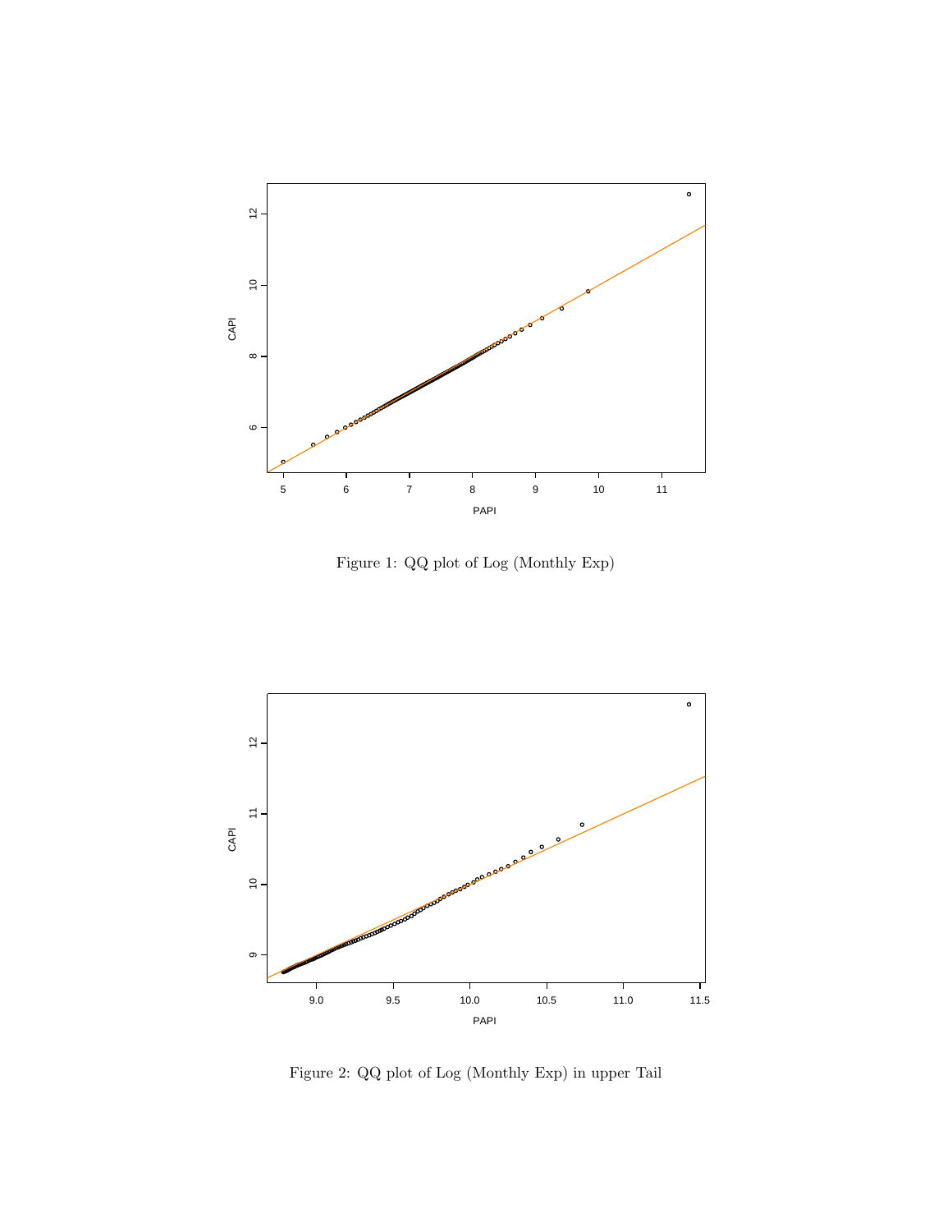Figure 1: QQ plot of Log (Monthly Exp)

Figure 2: QQ plot of Log (Monthly Exp) in upper Tail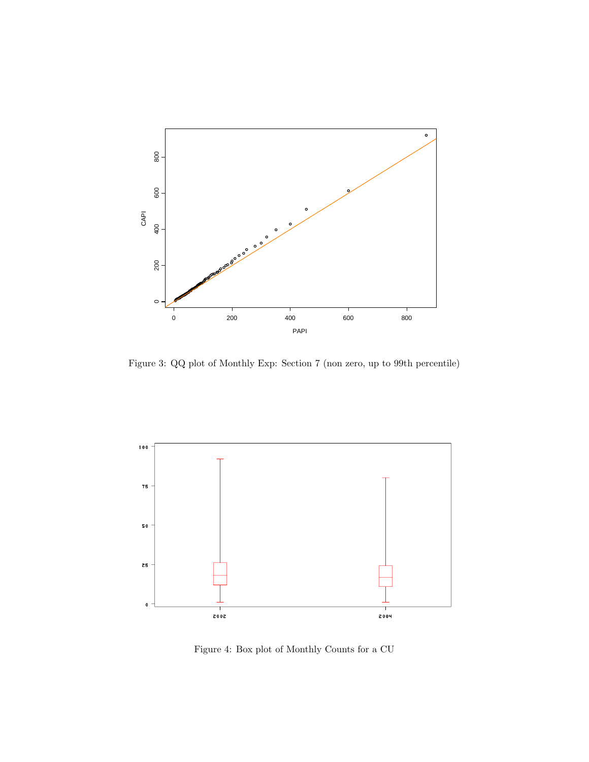CAPI

0
200
400
600
800

0
200
400
600
800

PAPI

Figure 3: QQ plot of Monthly Exp: Section 7 (non zero, up to 99th percentile)

100
75
50
25
0

2002
2004

Figure 4: Box plot of Monthly Counts for a CU